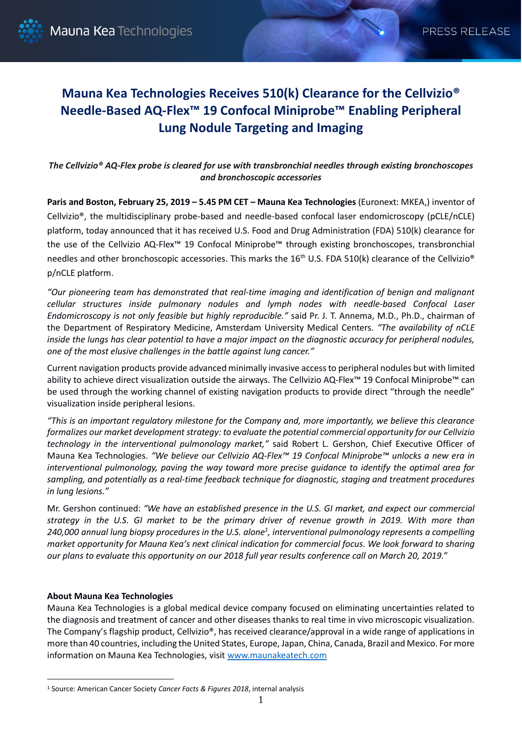# Mauna Kea Technologies Receives 510(k) Clearance for the Cellvizio® Needle-Based AQ-Flex™ 19 Confocal Miniprobe™ Enabling Peripheral Lung Nodule Targeting and Imaging

***The Cellvizio® AQ-Flex probe is cleared for use with transbronchial needles through existing bronchoscopes and bronchoscopic accessories***

**Paris and Boston, February 25, 2019 – 5.45 PM CET – Mauna Kea Technologies** (Euronext: MKEA,) inventor of Cellvizio®, the multidisciplinary probe-based and needle-based confocal laser endomicroscopy (pCLE/nCLE) platform, today announced that it has received U.S. Food and Drug Administration (FDA) 510(k) clearance for the use of the Cellvizio AQ-Flex™ 19 Confocal Miniprobe™ through existing bronchoscopes, transbronchial needles and other bronchoscopic accessories. This marks the 16th U.S. FDA 510(k) clearance of the Cellvizio® p/nCLE platform.

*"Our pioneering team has demonstrated that real-time imaging and identification of benign and malignant cellular structures inside pulmonary nodules and lymph nodes with needle-based Confocal Laser Endomicroscopy is not only feasible but highly reproducible."* said Pr. J. T. Annema, M.D., Ph.D., chairman of the Department of Respiratory Medicine, Amsterdam University Medical Centers. *"The availability of nCLE inside the lungs has clear potential to have a major impact on the diagnostic accuracy for peripheral nodules, one of the most elusive challenges in the battle against lung cancer."*

Current navigation products provide advanced minimally invasive access to peripheral nodules but with limited ability to achieve direct visualization outside the airways. The Cellvizio AQ-Flex™ 19 Confocal Miniprobe™ can be used through the working channel of existing navigation products to provide direct "through the needle" visualization inside peripheral lesions.

*"This is an important regulatory milestone for the Company and, more importantly, we believe this clearance formalizes our market development strategy: to evaluate the potential commercial opportunity for our Cellvizio technology in the interventional pulmonology market,"* said Robert L. Gershon, Chief Executive Officer of Mauna Kea Technologies. *"We believe our Cellvizio AQ-Flex™ 19 Confocal Miniprobe™ unlocks a new era in interventional pulmonology, paving the way toward more precise guidance to identify the optimal area for sampling, and potentially as a real-time feedback technique for diagnostic, staging and treatment procedures in lung lesions."*

Mr. Gershon continued: *"We have an established presence in the U.S. GI market, and expect our commercial strategy in the U.S. GI market to be the primary driver of revenue growth in 2019. With more than 240,000 annual lung biopsy procedures in the U.S. alone[1], interventional pulmonology represents a compelling market opportunity for Mauna Kea's next clinical indication for commercial focus. We look forward to sharing our plans to evaluate this opportunity on our 2018 full year results conference call on March 20, 2019."*

**About Mauna Kea Technologies**

Mauna Kea Technologies is a global medical device company focused on eliminating uncertainties related to the diagnosis and treatment of cancer and other diseases thanks to real time in vivo microscopic visualization. The Company's flagship product, Cellvizio®, has received clearance/approval in a wide range of applications in more than 40 countries, including the United States, Europe, Japan, China, Canada, Brazil and Mexico. For more information on Mauna Kea Technologies, visit [www.maunakeatech.com](http://www.maunakeatech.com)

[1] Source: American Cancer Society *Cancer Facts & Figures 2018*, internal analysis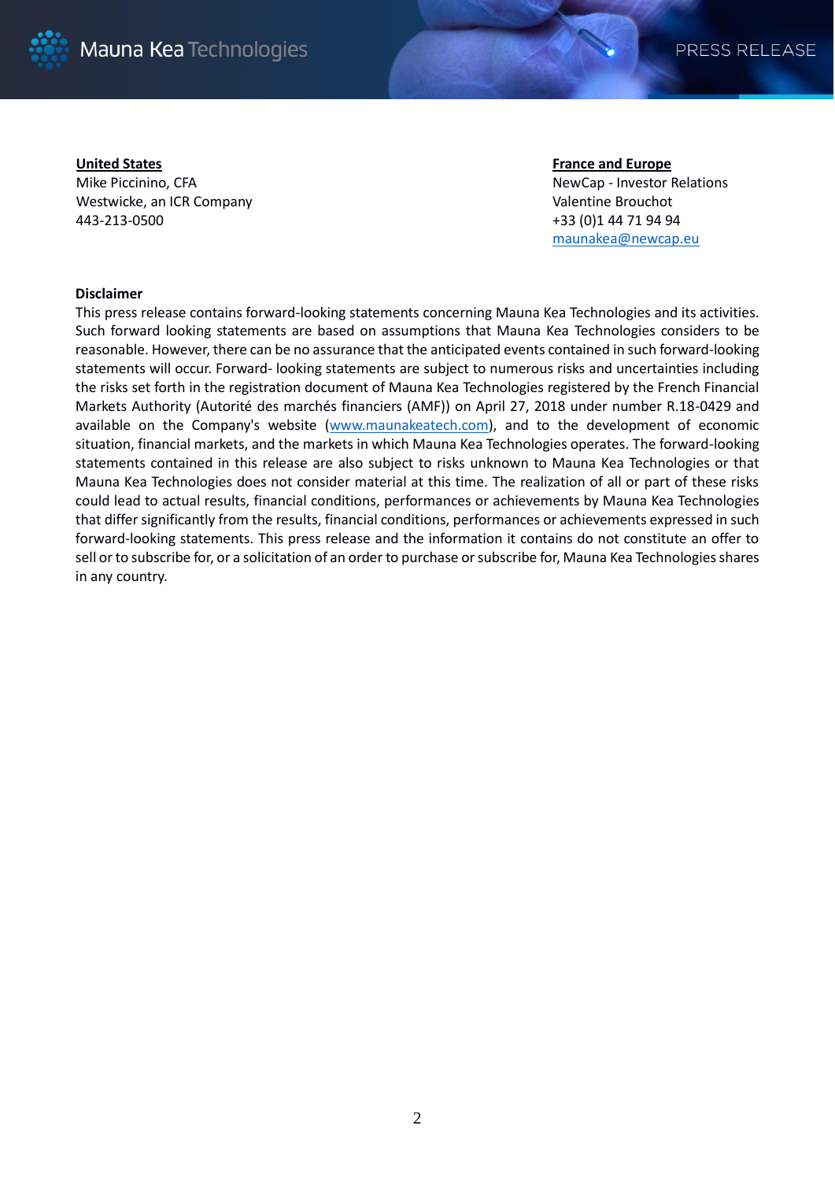**United States**
Mike Piccinino, CFA
Westwicke, an ICR Company
443-213-0500

**France and Europe**
NewCap - Investor Relations
Valentine Brouchot
+33 (0)1 44 71 94 94
maunakea@newcap.eu

**Disclaimer**

This press release contains forward-looking statements concerning Mauna Kea Technologies and its activities. Such forward looking statements are based on assumptions that Mauna Kea Technologies considers to be reasonable. However, there can be no assurance that the anticipated events contained in such forward-looking statements will occur. Forward- looking statements are subject to numerous risks and uncertainties including the risks set forth in the registration document of Mauna Kea Technologies registered by the French Financial Markets Authority (Autorité des marchés financiers (AMF)) on April 27, 2018 under number R.18-0429 and available on the Company's website (www.maunakeatech.com), and to the development of economic situation, financial markets, and the markets in which Mauna Kea Technologies operates. The forward-looking statements contained in this release are also subject to risks unknown to Mauna Kea Technologies or that Mauna Kea Technologies does not consider material at this time. The realization of all or part of these risks could lead to actual results, financial conditions, performances or achievements by Mauna Kea Technologies that differ significantly from the results, financial conditions, performances or achievements expressed in such forward-looking statements. This press release and the information it contains do not constitute an offer to sell or to subscribe for, or a solicitation of an order to purchase or subscribe for, Mauna Kea Technologies shares in any country.